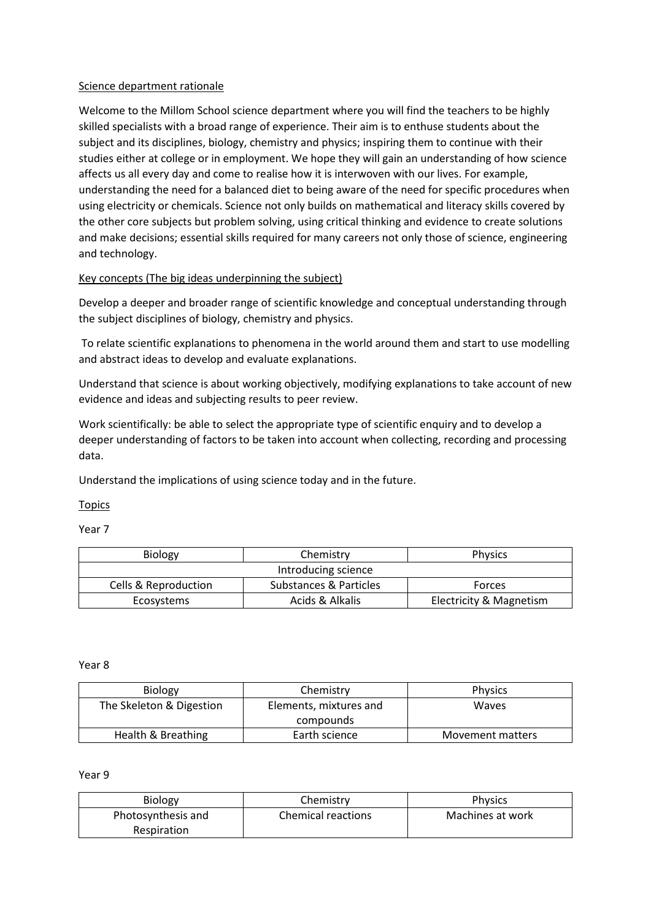## Science department rationale

Welcome to the Millom School science department where you will find the teachers to be highly skilled specialists with a broad range of experience. Their aim is to enthuse students about the subject and its disciplines, biology, chemistry and physics; inspiring them to continue with their studies either at college or in employment. We hope they will gain an understanding of how science affects us all every day and come to realise how it is interwoven with our lives. For example, understanding the need for a balanced diet to being aware of the need for specific procedures when using electricity or chemicals. Science not only builds on mathematical and literacy skills covered by the other core subjects but problem solving, using critical thinking and evidence to create solutions and make decisions; essential skills required for many careers not only those of science, engineering and technology.

## Key concepts (The big ideas underpinning the subject)

Develop a deeper and broader range of scientific knowledge and conceptual understanding through the subject disciplines of biology, chemistry and physics.

To relate scientific explanations to phenomena in the world around them and start to use modelling and abstract ideas to develop and evaluate explanations.

Understand that science is about working objectively, modifying explanations to take account of new evidence and ideas and subjecting results to peer review.

Work scientifically: be able to select the appropriate type of scientific enquiry and to develop a deeper understanding of factors to be taken into account when collecting, recording and processing data.

Understand the implications of using science today and in the future.

## Topics

Year 7

| Biology | Chemistry | Physics |
|---|---|---|
| Introducing science | | |
| Cells & Reproduction | Substances & Particles | Forces |
| Ecosystems | Acids & Alkalis | Electricity & Magnetism |

Year 8

| Biology | Chemistry | Physics |
|---|---|---|
| The Skeleton & Digestion | Elements, mixtures and compounds | Waves |
| Health & Breathing | Earth science | Movement matters |

Year 9

| Biology | Chemistry | Physics |
|---|---|---|
| Photosynthesis and Respiration | Chemical reactions | Machines at work |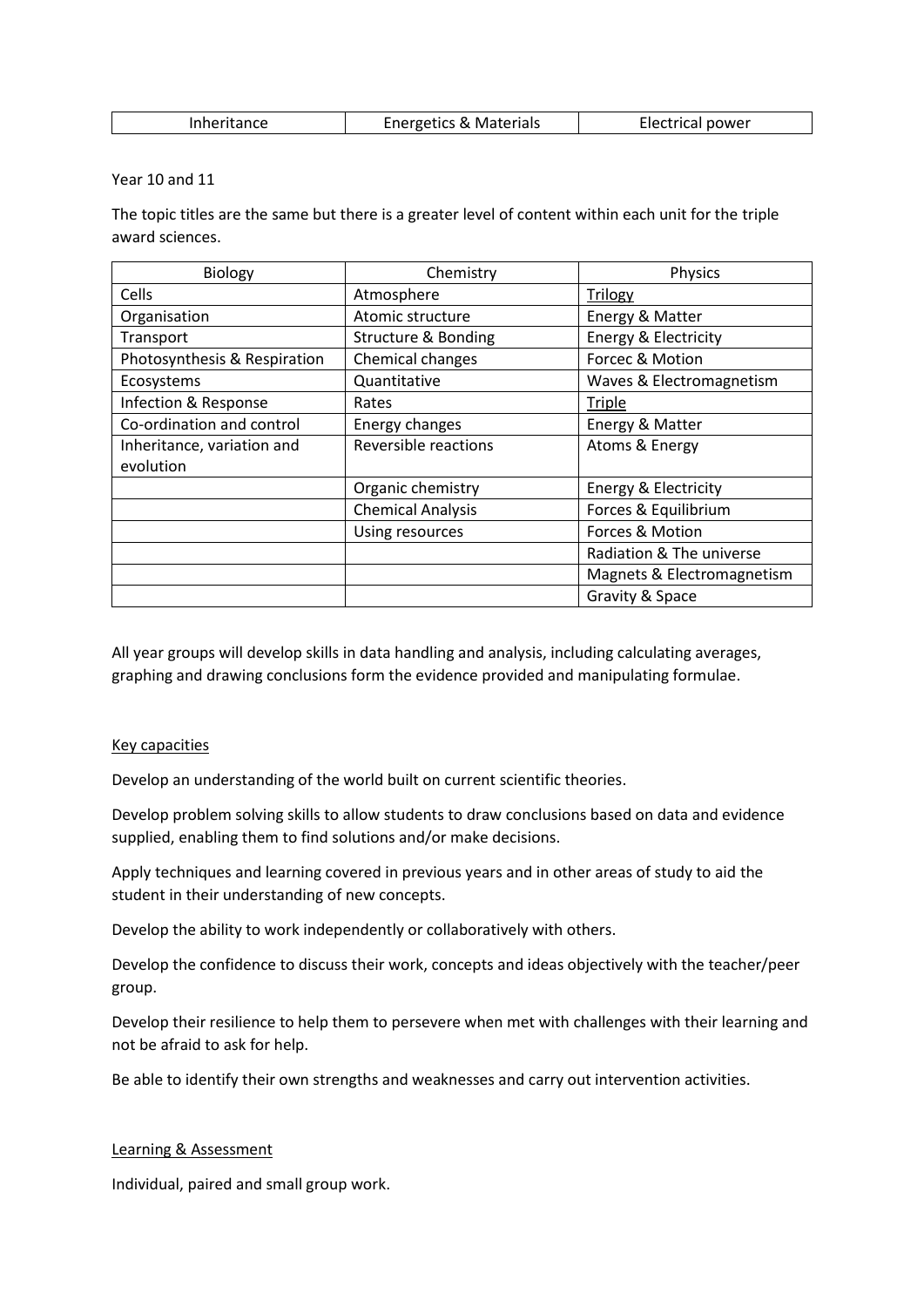| Inheritance | Energetics & Materials | Electrical power |
|---|---|---|

Year 10 and 11

The topic titles are the same but there is a greater level of content within each unit for the triple award sciences.

| Biology | Chemistry | Physics |
|---|---|---|
| Cells | Atmosphere | <u>Trilogy</u> |
| Organisation | Atomic structure | Energy & Matter |
| Transport | Structure & Bonding | Energy & Electricity |
| Photosynthesis & Respiration | Chemical changes | Forcec & Motion |
| Ecosystems | Quantitative | Waves & Electromagnetism |
| Infection & Response | Rates | <u>Triple</u> |
| Co-ordination and control | Energy changes | Energy & Matter |
| Inheritance, variation and evolution | Reversible reactions | Atoms & Energy |
| | Organic chemistry | Energy & Electricity |
| | Chemical Analysis | Forces & Equilibrium |
| | Using resources | Forces & Motion |
| | | Radiation & The universe |
| | | Magnets & Electromagnetism |
| | | Gravity & Space |

All year groups will develop skills in data handling and analysis, including calculating averages, graphing and drawing conclusions form the evidence provided and manipulating formulae.

<u>Key capacities</u>

Develop an understanding of the world built on current scientific theories.

Develop problem solving skills to allow students to draw conclusions based on data and evidence supplied, enabling them to find solutions and/or make decisions.

Apply techniques and learning covered in previous years and in other areas of study to aid the student in their understanding of new concepts.

Develop the ability to work independently or collaboratively with others.

Develop the confidence to discuss their work, concepts and ideas objectively with the teacher/peer group.

Develop their resilience to help them to persevere when met with challenges with their learning and not be afraid to ask for help.

Be able to identify their own strengths and weaknesses and carry out intervention activities.

<u>Learning & Assessment</u>

Individual, paired and small group work.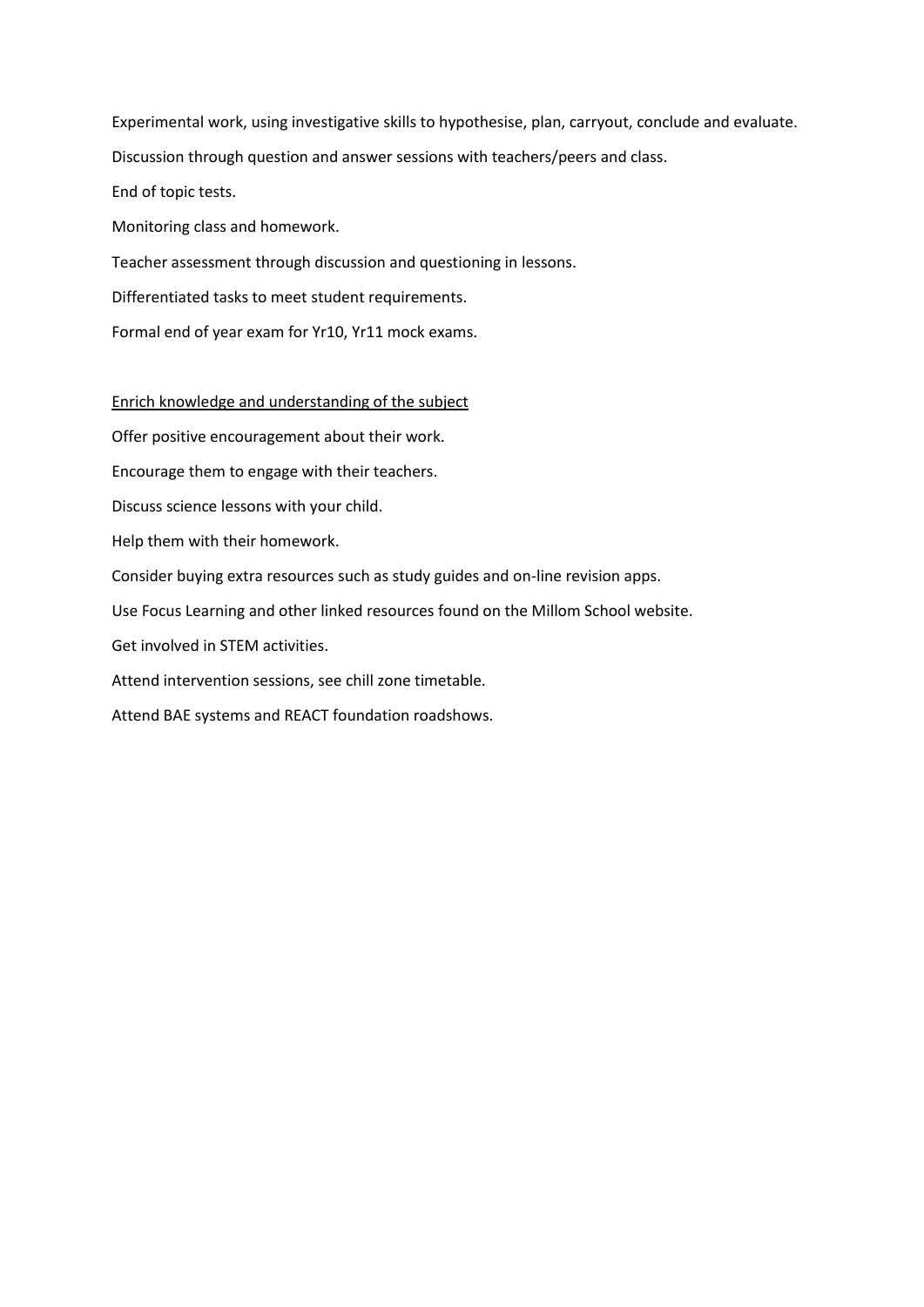Experimental work, using investigative skills to hypothesise, plan, carryout, conclude and evaluate.

Discussion through question and answer sessions with teachers/peers and class.

End of topic tests.

Monitoring class and homework.

Teacher assessment through discussion and questioning in lessons.

Differentiated tasks to meet student requirements.

Formal end of year exam for Yr10, Yr11 mock exams.

<u>Enrich knowledge and understanding of the subject</u>

Offer positive encouragement about their work.

Encourage them to engage with their teachers.

Discuss science lessons with your child.

Help them with their homework.

Consider buying extra resources such as study guides and on-line revision apps.

Use Focus Learning and other linked resources found on the Millom School website.

Get involved in STEM activities.

Attend intervention sessions, see chill zone timetable.

Attend BAE systems and REACT foundation roadshows.